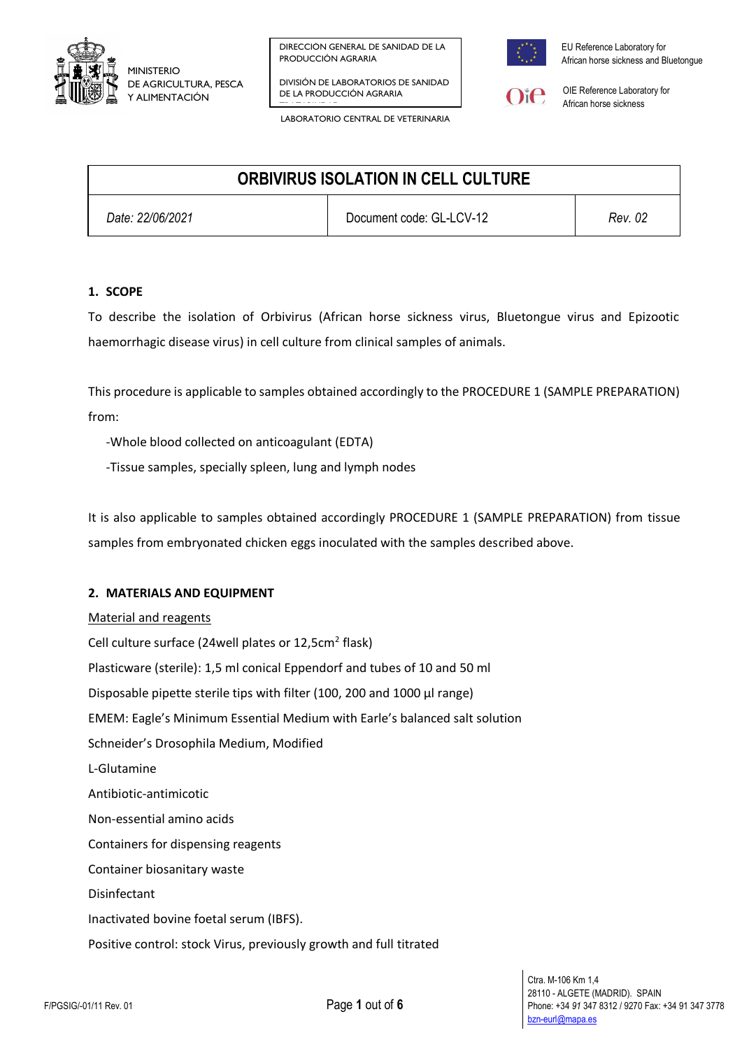# ORBIVIRUS ISOLATION IN CELL CULTURE

| *Date: 22/06/2021* | Document code: GL-LCV-12 | *Rev. 02* |
|---|---|---|

## 1. SCOPE

To describe the isolation of Orbivirus (African horse sickness virus, Bluetongue virus and Epizootic haemorrhagic disease virus) in cell culture from clinical samples of animals.

This procedure is applicable to samples obtained accordingly to the PROCEDURE 1 (SAMPLE PREPARATION) from:

- -Whole blood collected on anticoagulant (EDTA)
- -Tissue samples, specially spleen, lung and lymph nodes

It is also applicable to samples obtained accordingly PROCEDURE 1 (SAMPLE PREPARATION) from tissue samples from embryonated chicken eggs inoculated with the samples described above.

## 2. MATERIALS AND EQUIPMENT

Material and reagents

Cell culture surface (24well plates or 12,5cm$^2$ flask)

Plasticware (sterile): 1,5 ml conical Eppendorf and tubes of 10 and 50 ml

Disposable pipette sterile tips with filter (100, 200 and 1000 µl range)

EMEM: Eagle's Minimum Essential Medium with Earle's balanced salt solution

Schneider's Drosophila Medium, Modified

L-Glutamine

Antibiotic-antimicotic

Non-essential amino acids

Containers for dispensing reagents

Container biosanitary waste

Disinfectant

Inactivated bovine foetal serum (IBFS).

Positive control: stock Virus, previously growth and full titrated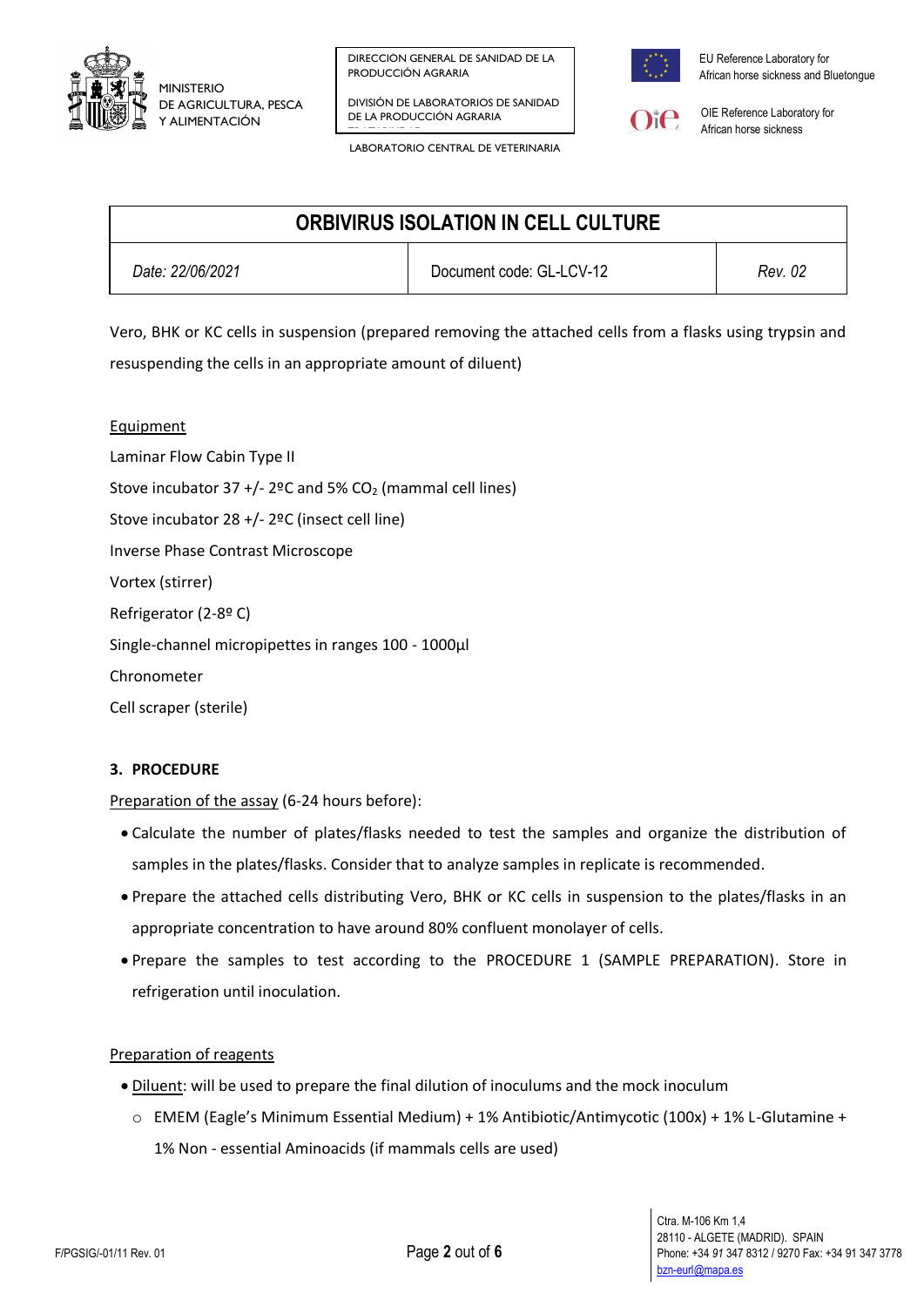Vero, BHK or KC cells in suspension (prepared removing the attached cells from a flasks using trypsin and resuspending the cells in an appropriate amount of diluent)

Equipment

Laminar Flow Cabin Type II

Stove incubator 37 +/- 2ºC and 5% $CO_2$ (mammal cell lines)

Stove incubator 28 +/- 2ºC (insect cell line)

Inverse Phase Contrast Microscope

Vortex (stirrer)

Refrigerator (2-8º C)

Single-channel micropipettes in ranges 100 - 1000µl

Chronometer

Cell scraper (sterile)

## 3. PROCEDURE

Preparation of the assay (6-24 hours before):

- Calculate the number of plates/flasks needed to test the samples and organize the distribution of samples in the plates/flasks. Consider that to analyze samples in replicate is recommended.
- Prepare the attached cells distributing Vero, BHK or KC cells in suspension to the plates/flasks in an appropriate concentration to have around 80% confluent monolayer of cells.
- Prepare the samples to test according to the PROCEDURE 1 (SAMPLE PREPARATION). Store in refrigeration until inoculation.

Preparation of reagents

- Diluent: will be used to prepare the final dilution of inoculums and the mock inoculum
  - EMEM (Eagle's Minimum Essential Medium) + 1% Antibiotic/Antimycotic (100x) + 1% L-Glutamine + 1% Non - essential Aminoacids (if mammals cells are used)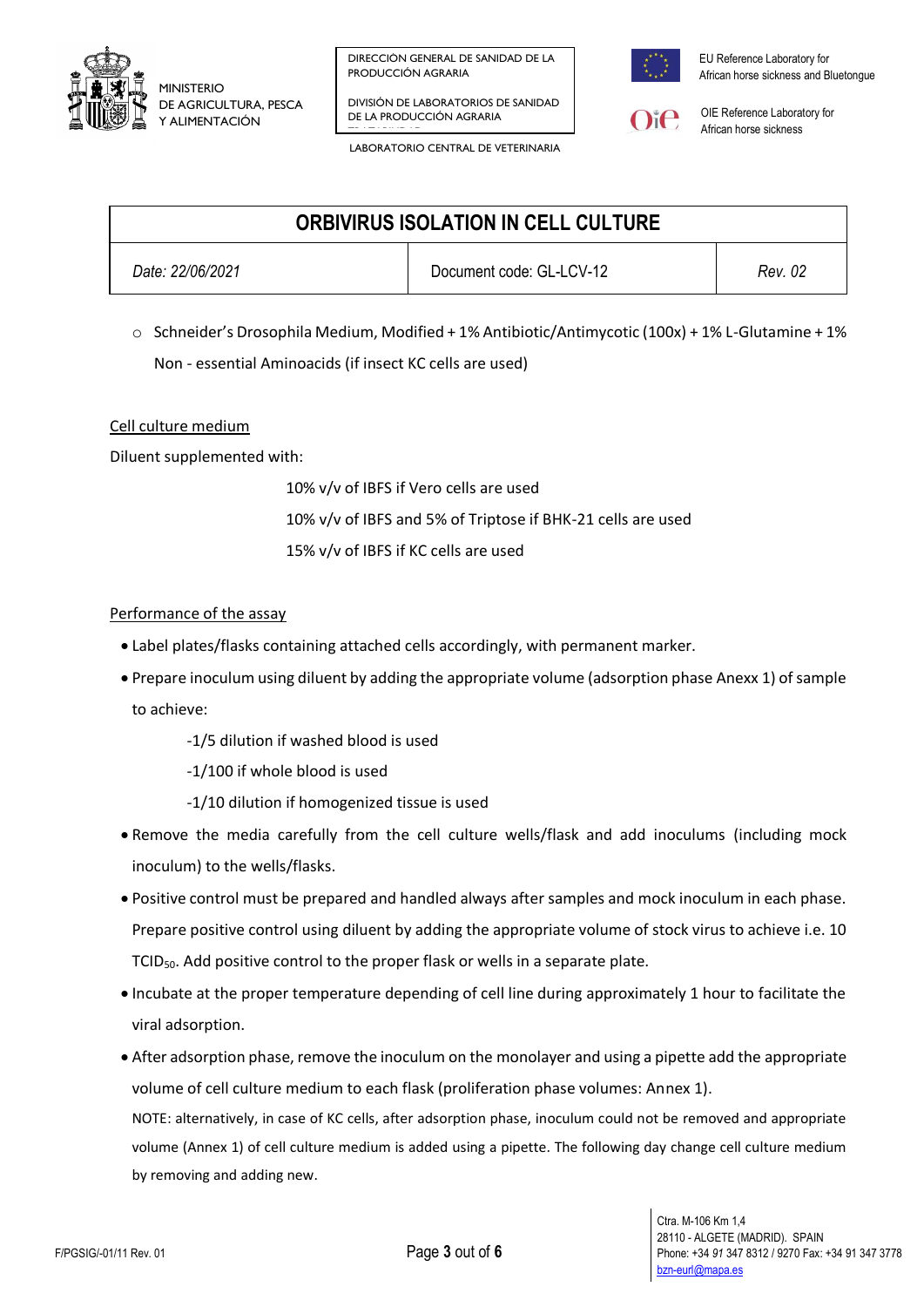- Schneider's Drosophila Medium, Modified + 1% Antibiotic/Antimycotic (100x) + 1% L-Glutamine + 1% Non - essential Aminoacids (if insect KC cells are used)

Cell culture medium

Diluent supplemented with:

10% v/v of IBFS if Vero cells are used

10% v/v of IBFS and 5% of Triptose if BHK-21 cells are used

15% v/v of IBFS if KC cells are used

Performance of the assay

- Label plates/flasks containing attached cells accordingly, with permanent marker.
- Prepare inoculum using diluent by adding the appropriate volume (adsorption phase Anexx 1) of sample to achieve:

  -1/5 dilution if washed blood is used

  -1/100 if whole blood is used

  -1/10 dilution if homogenized tissue is used
- Remove the media carefully from the cell culture wells/flask and add inoculums (including mock inoculum) to the wells/flasks.
- Positive control must be prepared and handled always after samples and mock inoculum in each phase. Prepare positive control using diluent by adding the appropriate volume of stock virus to achieve i.e. 10 $TCID_{50}$. Add positive control to the proper flask or wells in a separate plate.
- Incubate at the proper temperature depending of cell line during approximately 1 hour to facilitate the viral adsorption.
- After adsorption phase, remove the inoculum on the monolayer and using a pipette add the appropriate volume of cell culture medium to each flask (proliferation phase volumes: Annex 1).

  NOTE: alternatively, in case of KC cells, after adsorption phase, inoculum could not be removed and appropriate volume (Annex 1) of cell culture medium is added using a pipette. The following day change cell culture medium by removing and adding new.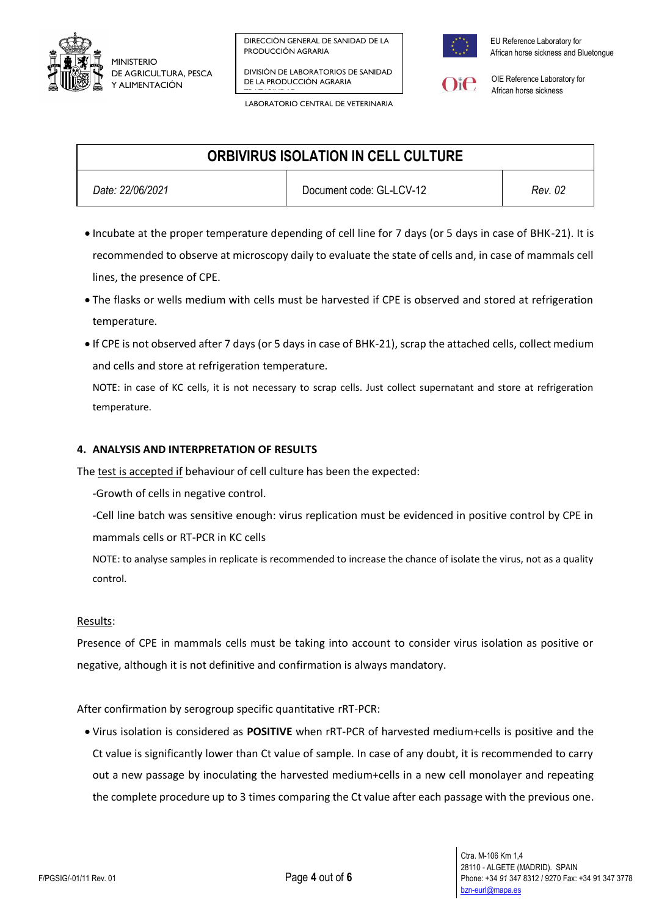- Incubate at the proper temperature depending of cell line for 7 days (or 5 days in case of BHK-21). It is recommended to observe at microscopy daily to evaluate the state of cells and, in case of mammals cell lines, the presence of CPE.
- The flasks or wells medium with cells must be harvested if CPE is observed and stored at refrigeration temperature.
- If CPE is not observed after 7 days (or 5 days in case of BHK-21), scrap the attached cells, collect medium and cells and store at refrigeration temperature.

  NOTE: in case of KC cells, it is not necessary to scrap cells. Just collect supernatant and store at refrigeration temperature.

## 4. ANALYSIS AND INTERPRETATION OF RESULTS

The test is accepted if behaviour of cell culture has been the expected:

-Growth of cells in negative control.

-Cell line batch was sensitive enough: virus replication must be evidenced in positive control by CPE in mammals cells or RT-PCR in KC cells

NOTE: to analyse samples in replicate is recommended to increase the chance of isolate the virus, not as a quality control.

Results:

Presence of CPE in mammals cells must be taking into account to consider virus isolation as positive or negative, although it is not definitive and confirmation is always mandatory.

After confirmation by serogroup specific quantitative rRT-PCR:

- Virus isolation is considered as **POSITIVE** when rRT-PCR of harvested medium+cells is positive and the Ct value is significantly lower than Ct value of sample. In case of any doubt, it is recommended to carry out a new passage by inoculating the harvested medium+cells in a new cell monolayer and repeating the complete procedure up to 3 times comparing the Ct value after each passage with the previous one.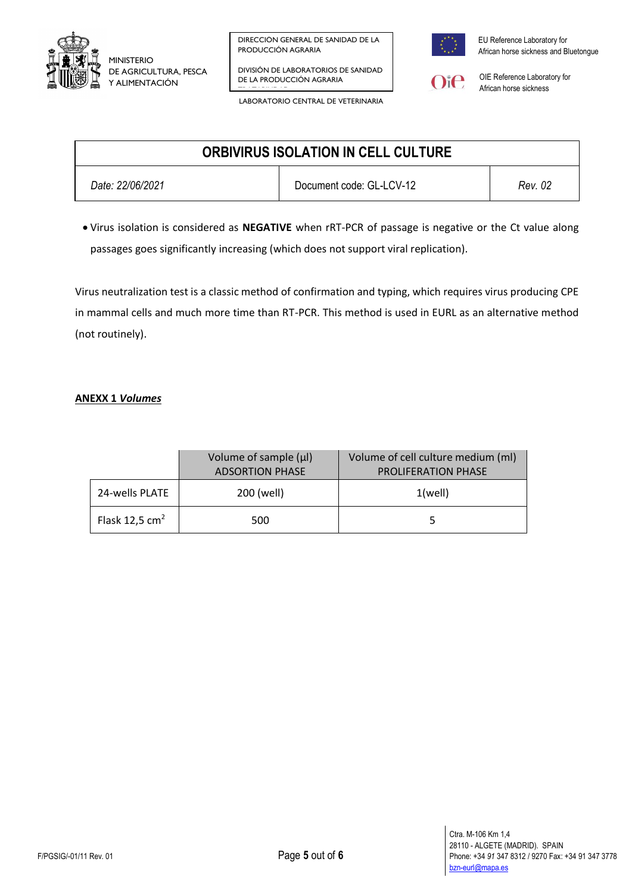- Virus isolation is considered as **NEGATIVE** when rRT-PCR of passage is negative or the Ct value along passages goes significantly increasing (which does not support viral replication).

Virus neutralization test is a classic method of confirmation and typing, which requires virus producing CPE in mammal cells and much more time than RT-PCR. This method is used in EURL as an alternative method (not routinely).

**ANEXX 1 *Volumes***

| | Volume of sample (µl) ADSORTION PHASE | Volume of cell culture medium (ml) PROLIFERATION PHASE |
|---|---|---|
| 24-wells PLATE | 200 (well) | 1(well) |
| Flask 12,5 $cm^2$ | 500 | 5 |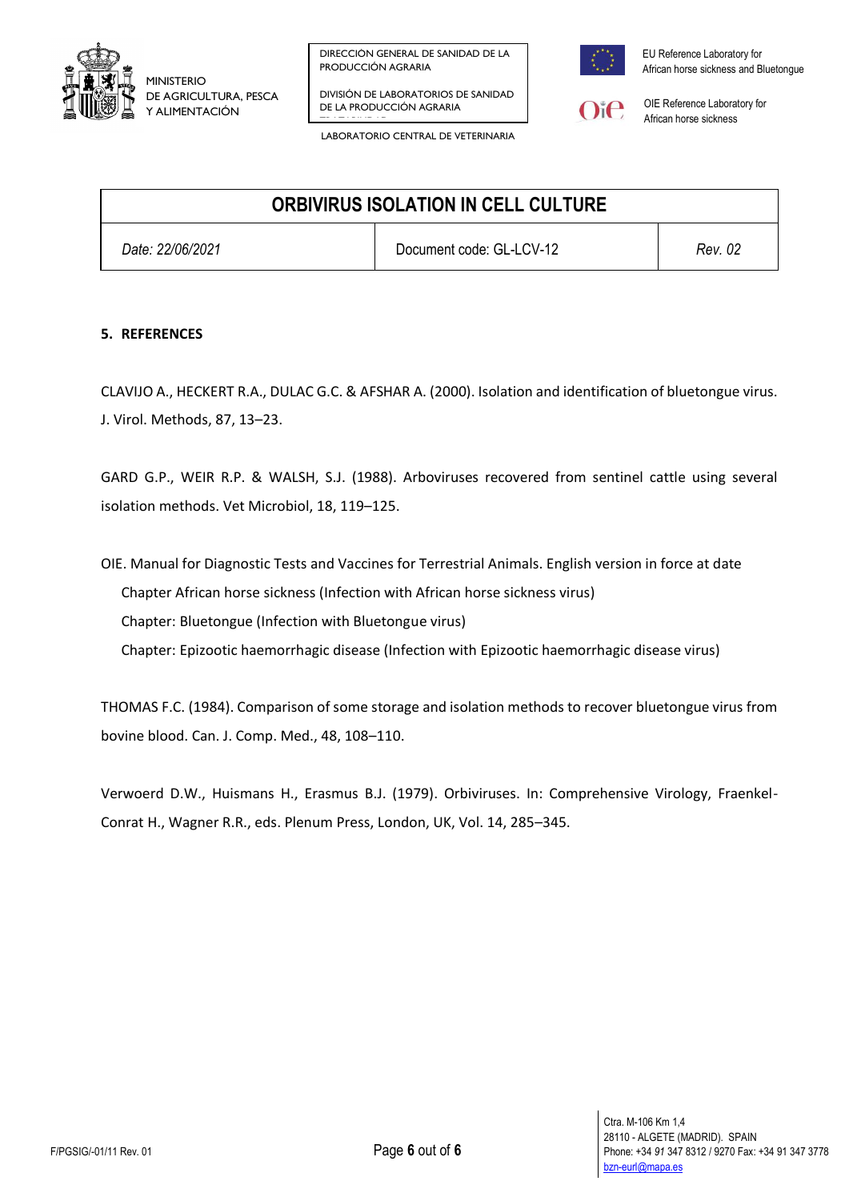## 5. REFERENCES

CLAVIJO A., HECKERT R.A., DULAC G.C. & AFSHAR A. (2000). Isolation and identification of bluetongue virus. J. Virol. Methods, 87, 13–23.

GARD G.P., WEIR R.P. & WALSH, S.J. (1988). Arboviruses recovered from sentinel cattle using several isolation methods. Vet Microbiol, 18, 119–125.

OIE. Manual for Diagnostic Tests and Vaccines for Terrestrial Animals. English version in force at date

- Chapter African horse sickness (Infection with African horse sickness virus)
- Chapter: Bluetongue (Infection with Bluetongue virus)
- Chapter: Epizootic haemorrhagic disease (Infection with Epizootic haemorrhagic disease virus)

THOMAS F.C. (1984). Comparison of some storage and isolation methods to recover bluetongue virus from bovine blood. Can. J. Comp. Med., 48, 108–110.

Verwoerd D.W., Huismans H., Erasmus B.J. (1979). Orbiviruses. In: Comprehensive Virology, Fraenkel-Conrat H., Wagner R.R., eds. Plenum Press, London, UK, Vol. 14, 285–345.